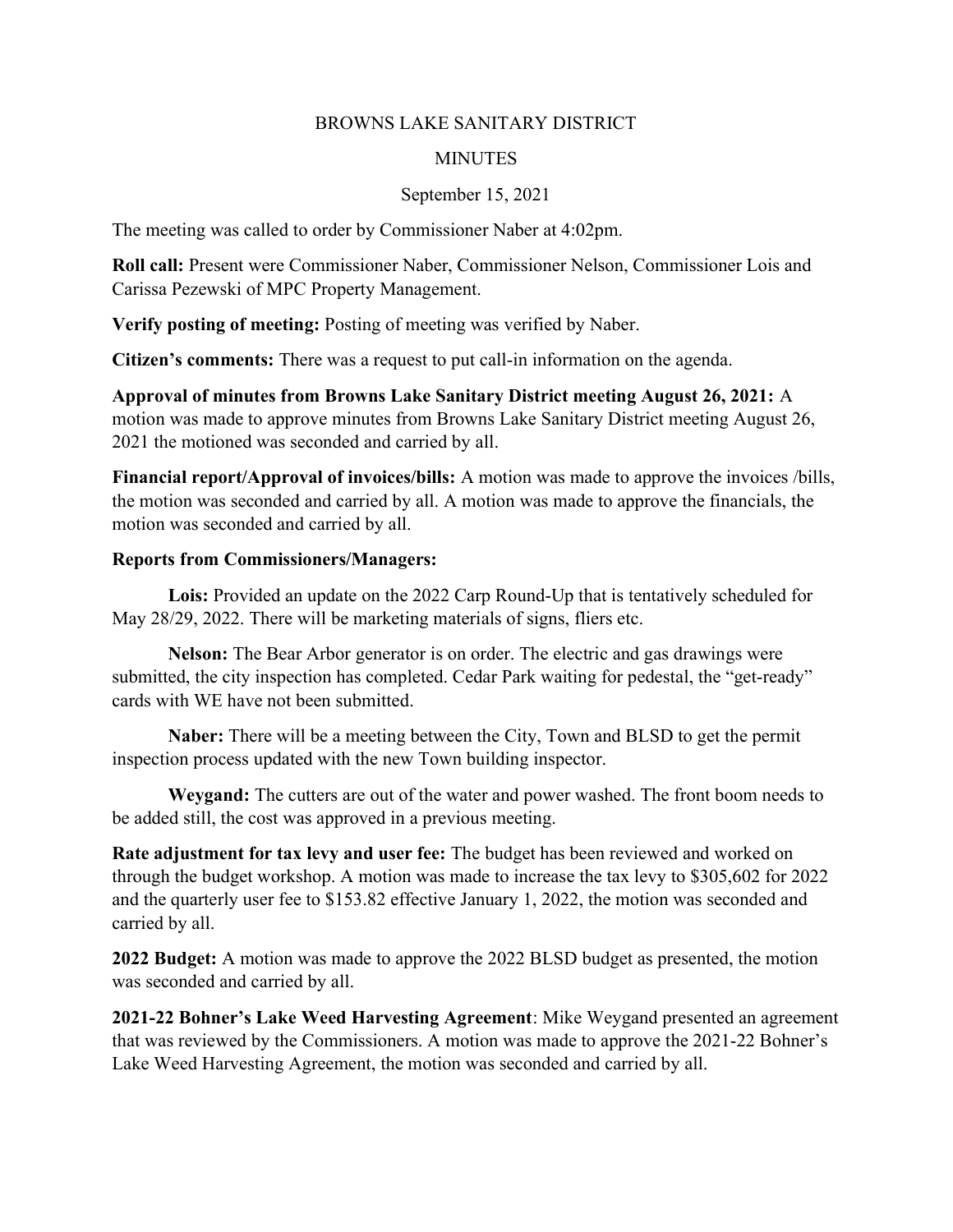# BROWNS LAKE SANITARY DISTRICT

## MINUTES

September 15, 2021

The meeting was called to order by Commissioner Naber at 4:02pm.

**Roll call:** Present were Commissioner Naber, Commissioner Nelson, Commissioner Lois and Carissa Pezewski of MPC Property Management.

**Verify posting of meeting:** Posting of meeting was verified by Naber.

**Citizen's comments:** There was a request to put call-in information on the agenda.

**Approval of minutes from Browns Lake Sanitary District meeting August 26, 2021:** A motion was made to approve minutes from Browns Lake Sanitary District meeting August 26, 2021 the motioned was seconded and carried by all.

**Financial report/Approval of invoices/bills:** A motion was made to approve the invoices /bills, the motion was seconded and carried by all. A motion was made to approve the financials, the motion was seconded and carried by all.

**Reports from Commissioners/Managers:**

**Lois:** Provided an update on the 2022 Carp Round-Up that is tentatively scheduled for May 28/29, 2022. There will be marketing materials of signs, fliers etc.

**Nelson:** The Bear Arbor generator is on order. The electric and gas drawings were submitted, the city inspection has completed. Cedar Park waiting for pedestal, the "get-ready" cards with WE have not been submitted.

**Naber:** There will be a meeting between the City, Town and BLSD to get the permit inspection process updated with the new Town building inspector.

**Weygand:** The cutters are out of the water and power washed. The front boom needs to be added still, the cost was approved in a previous meeting.

**Rate adjustment for tax levy and user fee:** The budget has been reviewed and worked on through the budget workshop. A motion was made to increase the tax levy to $305,602 for 2022 and the quarterly user fee to $153.82 effective January 1, 2022, the motion was seconded and carried by all.

**2022 Budget:** A motion was made to approve the 2022 BLSD budget as presented, the motion was seconded and carried by all.

**2021-22 Bohner's Lake Weed Harvesting Agreement**: Mike Weygand presented an agreement that was reviewed by the Commissioners. A motion was made to approve the 2021-22 Bohner's Lake Weed Harvesting Agreement, the motion was seconded and carried by all.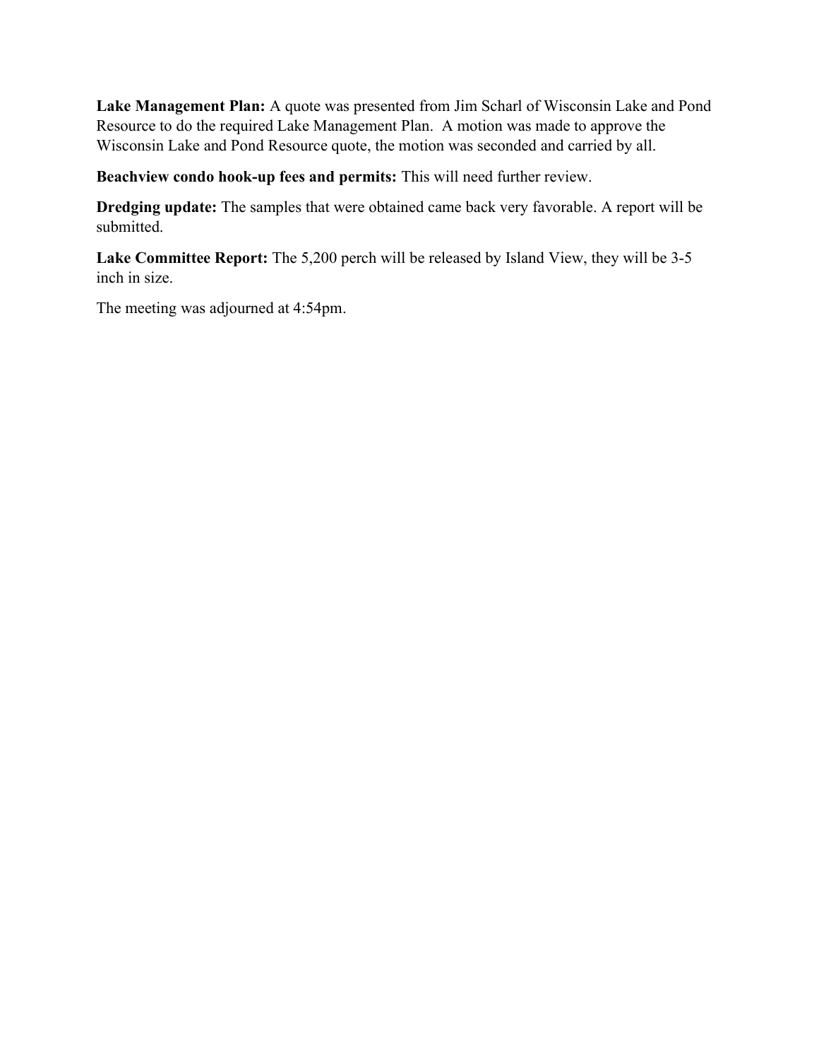**Lake Management Plan:** A quote was presented from Jim Scharl of Wisconsin Lake and Pond Resource to do the required Lake Management Plan. A motion was made to approve the Wisconsin Lake and Pond Resource quote, the motion was seconded and carried by all.

**Beachview condo hook-up fees and permits:** This will need further review.

**Dredging update:** The samples that were obtained came back very favorable. A report will be submitted.

**Lake Committee Report:** The 5,200 perch will be released by Island View, they will be 3-5 inch in size.

The meeting was adjourned at 4:54pm.